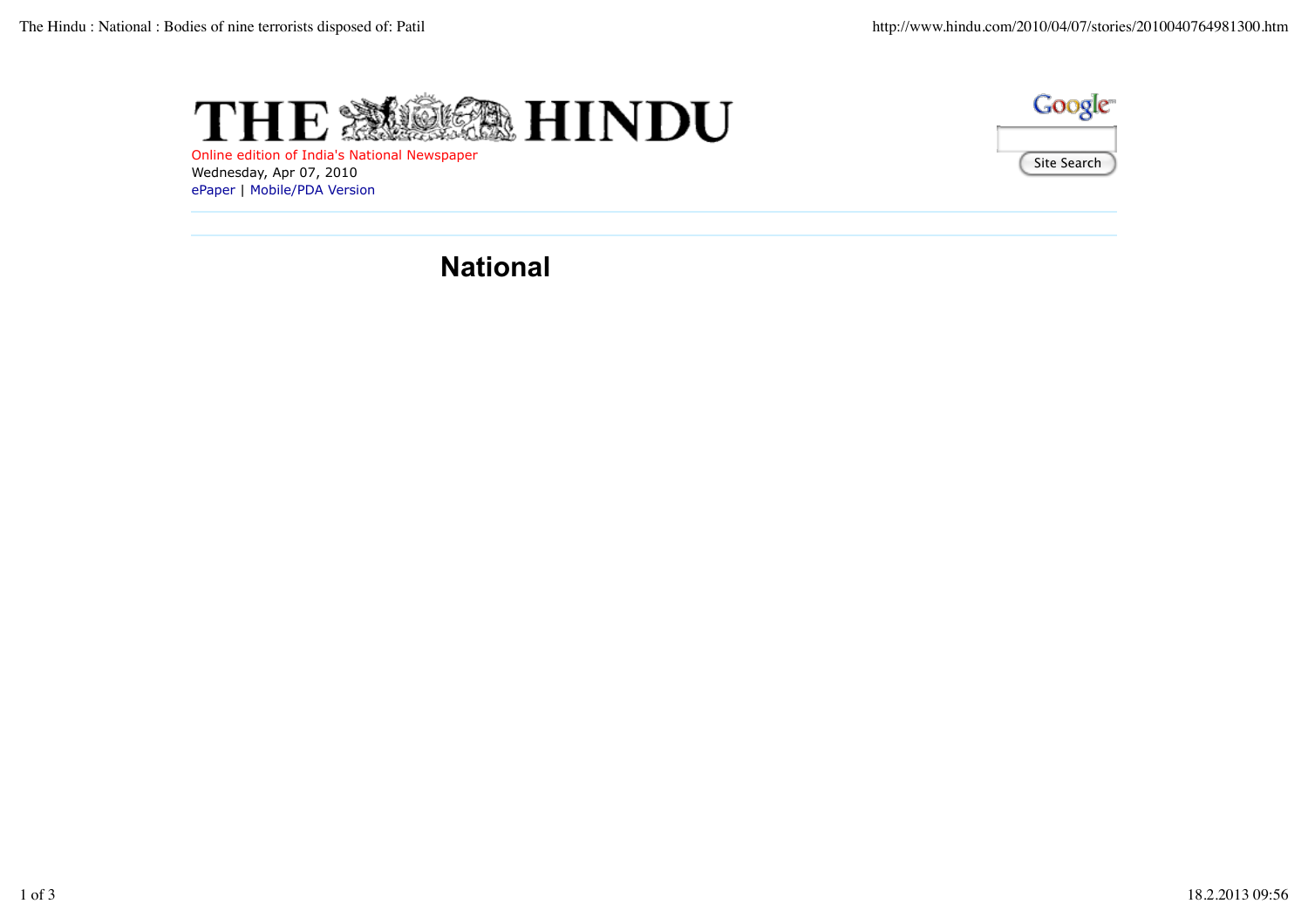# THE HINDU

Online edition of India's National Newspaper

Wednesday, Apr 07, 2010

ePaper | Mobile/PDA Version

Site Search

## National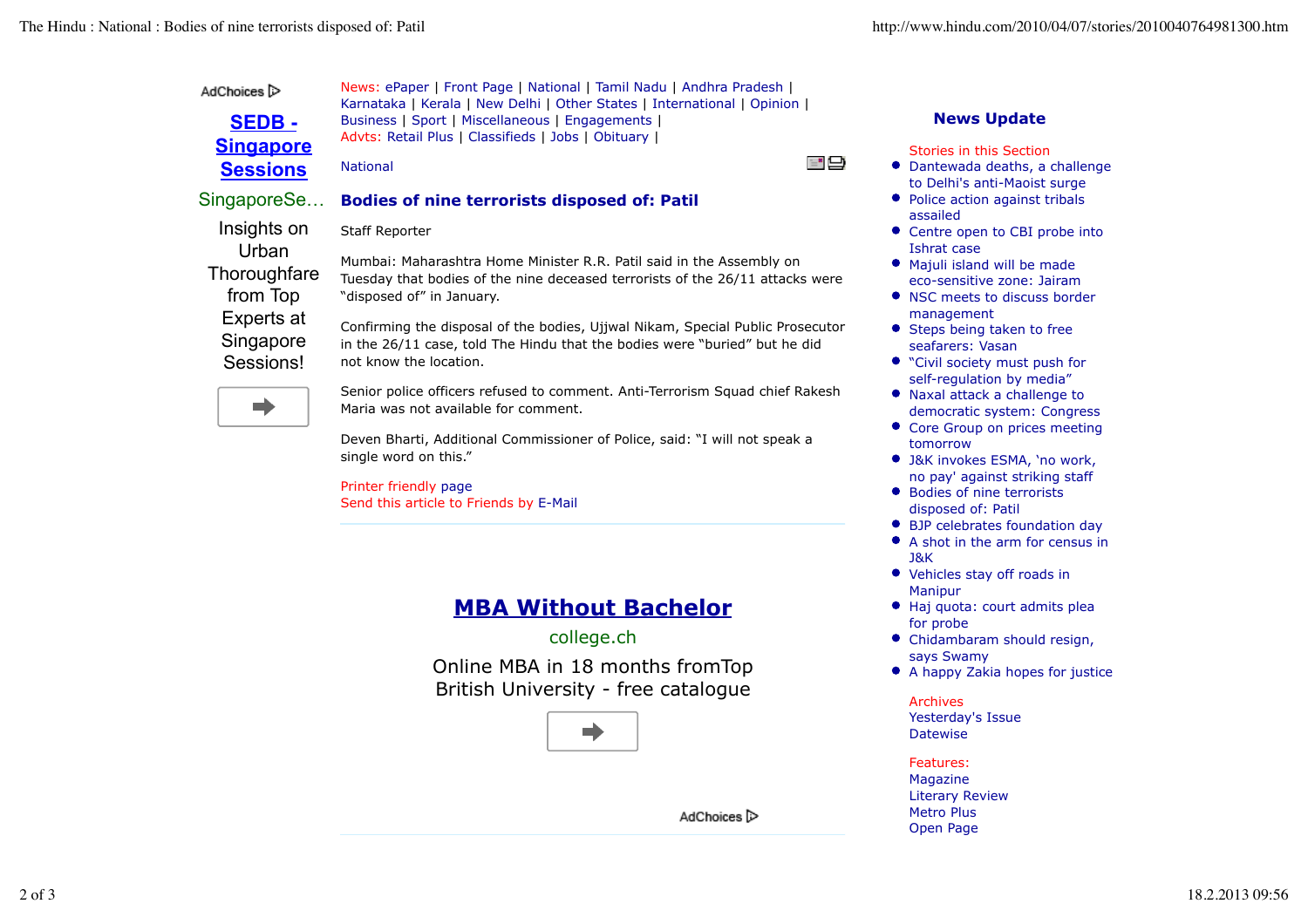News: ePaper | Front Page | National | Tamil Nadu | Andhra Pradesh | Karnataka | Kerala | New Delhi | Other States | International | Opinion | Business | Sport | Miscellaneous | Engagements |
Advts: Retail Plus | Classifieds | Jobs | Obituary |

National

## Bodies of nine terrorists disposed of: Patil

Staff Reporter

Mumbai: Maharashtra Home Minister R.R. Patil said in the Assembly on Tuesday that bodies of the nine deceased terrorists of the 26/11 attacks were “disposed of” in January.

Confirming the disposal of the bodies, Ujjwal Nikam, Special Public Prosecutor in the 26/11 case, told The Hindu that the bodies were “buried” but he did not know the location.

Senior police officers refused to comment. Anti-Terrorism Squad chief Rakesh Maria was not available for comment.

Deven Bharti, Additional Commissioner of Police, said: “I will not speak a single word on this.”

Printer friendly page
Send this article to Friends by E-Mail

AdChoices

**SEDB - Singapore Sessions**
SingaporeSe...
Insights on Urban Thoroughfare from Top Experts at Singapore Sessions!

**MBA Without Bachelor**
college.ch
Online MBA in 18 months fromTop British University - free catalogue

AdChoices

### News Update

Stories in this Section

- Dantewada deaths, a challenge to Delhi's anti-Maoist surge
- Police action against tribals assailed
- Centre open to CBI probe into Ishrat case
- Majuli island will be made eco-sensitive zone: Jairam
- NSC meets to discuss border management
- Steps being taken to free seafarers: Vasan
- “Civil society must push for self-regulation by media”
- Naxal attack a challenge to democratic system: Congress
- Core Group on prices meeting tomorrow
- J&K invokes ESMA, ‘no work, no pay' against striking staff
- Bodies of nine terrorists disposed of: Patil
- BJP celebrates foundation day
- A shot in the arm for census in J&K
- Vehicles stay off roads in Manipur
- Haj quota: court admits plea for probe
- Chidambaram should resign, says Swamy
- A happy Zakia hopes for justice

Archives
Yesterday's Issue
Datewise

Features:
Magazine
Literary Review
Metro Plus
Open Page